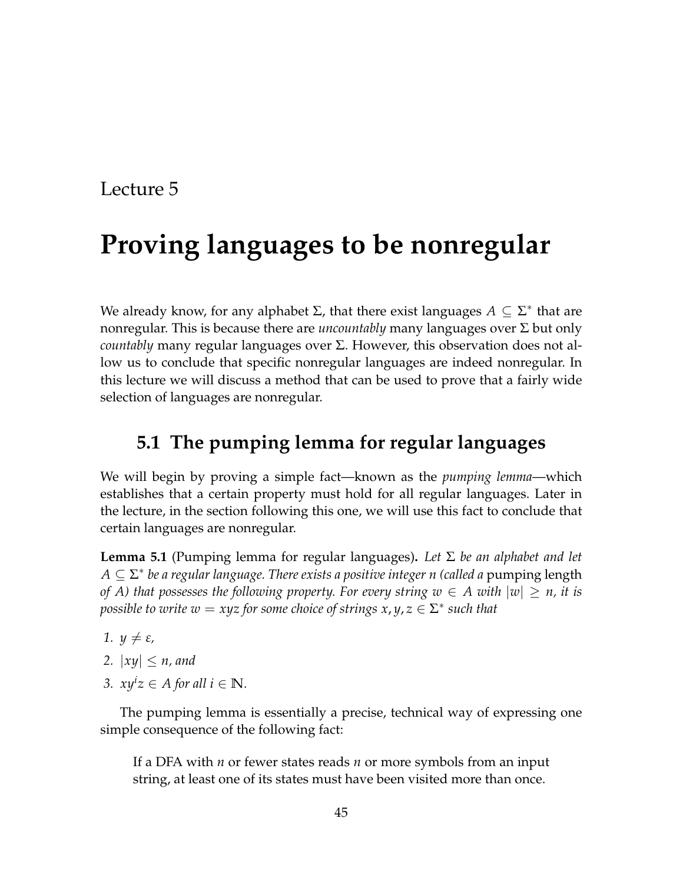Lecture 5

# Proving languages to be nonregular

We already know, for any alphabet $\Sigma$, that there exist languages $A \subseteq \Sigma^*$ that are nonregular. This is because there are *uncountably* many languages over $\Sigma$ but only *countably* many regular languages over $\Sigma$. However, this observation does not allow us to conclude that specific nonregular languages are indeed nonregular. In this lecture we will discuss a method that can be used to prove that a fairly wide selection of languages are nonregular.

## 5.1 The pumping lemma for regular languages

We will begin by proving a simple fact—known as the *pumping lemma*—which establishes that a certain property must hold for all regular languages. Later in the lecture, in the section following this one, we will use this fact to conclude that certain languages are nonregular.

**Lemma 5.1** (Pumping lemma for regular languages)**.** *Let $\Sigma$ be an alphabet and let $A \subseteq \Sigma^*$ be a regular language. There exists a positive integer $n$ (called a* pumping length *of $A$) that possesses the following property. For every string $w \in A$ with $|w| \geq n$, it is possible to write $w = xyz$ for some choice of strings $x, y, z \in \Sigma^*$ such that*

1. *$y \neq \varepsilon$,*
2. *$|xy| \leq n$, and*
3. *$xy^iz \in A$ for all $i \in \mathbb{N}$.*

The pumping lemma is essentially a precise, technical way of expressing one simple consequence of the following fact:

> If a DFA with $n$ or fewer states reads $n$ or more symbols from an input string, at least one of its states must have been visited more than once.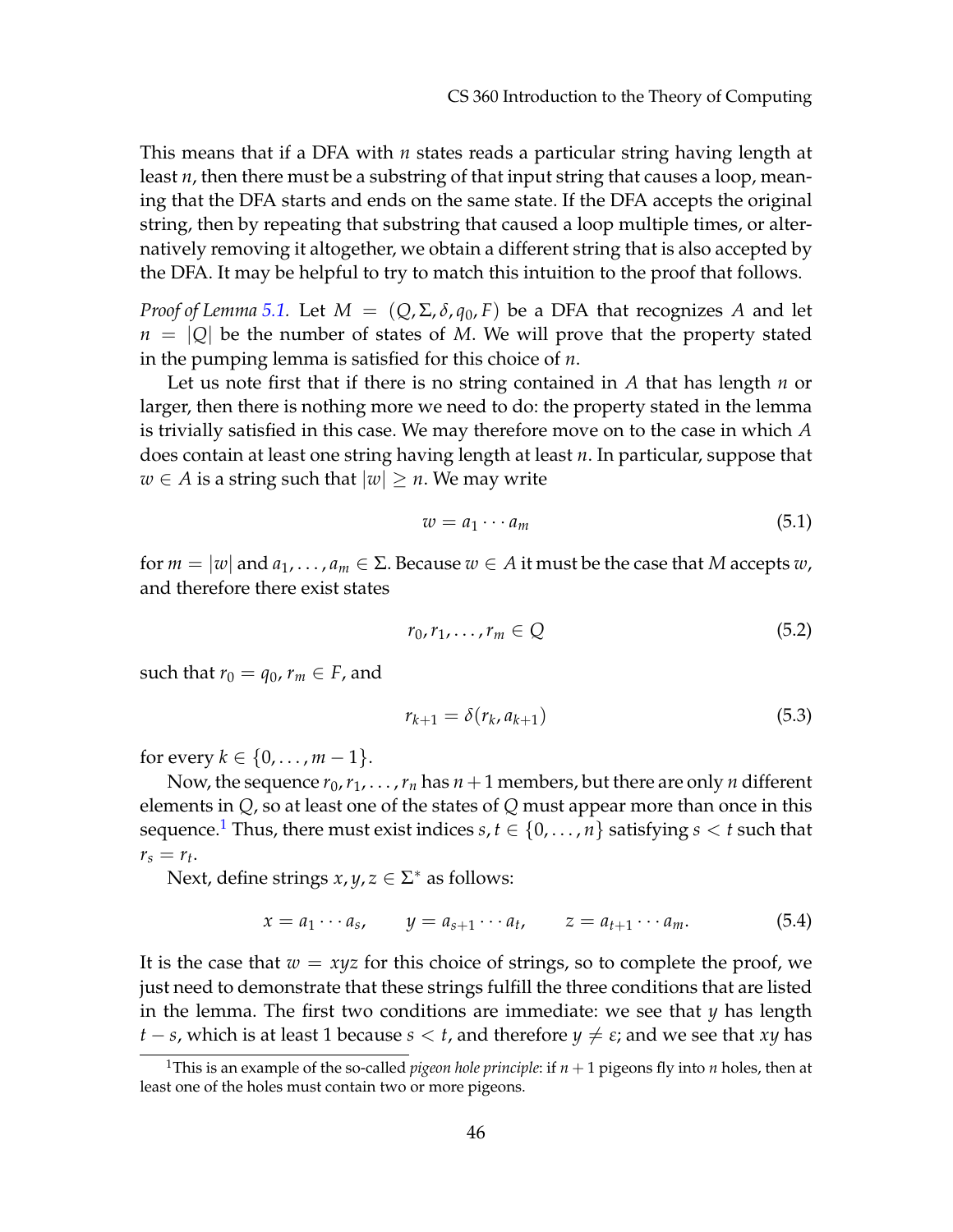This means that if a DFA with $n$ states reads a particular string having length at least $n$, then there must be a substring of that input string that causes a loop, meaning that the DFA starts and ends on the same state. If the DFA accepts the original string, then by repeating that substring that caused a loop multiple times, or alternatively removing it altogether, we obtain a different string that is also accepted by the DFA. It may be helpful to try to match this intuition to the proof that follows.

*Proof of Lemma 5.1.* Let $M = (Q, \Sigma, \delta, q_0, F)$ be a DFA that recognizes $A$ and let $n = |Q|$ be the number of states of $M$. We will prove that the property stated in the pumping lemma is satisfied for this choice of $n$.

Let us note first that if there is no string contained in $A$ that has length $n$ or larger, then there is nothing more we need to do: the property stated in the lemma is trivially satisfied in this case. We may therefore move on to the case in which $A$ does contain at least one string having length at least $n$. In particular, suppose that $w \in A$ is a string such that $|w| \geq n$. We may write

$$w = a_1 \cdots a_m \tag{5.1}$$

for $m = |w|$ and $a_1, \ldots, a_m \in \Sigma$. Because $w \in A$ it must be the case that $M$ accepts $w$, and therefore there exist states

$$r_0, r_1, \ldots, r_m \in Q \tag{5.2}$$

such that $r_0 = q_0$, $r_m \in F$, and

$$r_{k+1} = \delta(r_k, a_{k+1}) \tag{5.3}$$

for every $k \in \{0, \ldots, m-1\}$.

Now, the sequence $r_0, r_1, \ldots, r_n$ has $n+1$ members, but there are only $n$ different elements in $Q$, so at least one of the states of $Q$ must appear more than once in this sequence.[1] Thus, there must exist indices $s, t \in \{0, \ldots, n\}$ satisfying $s < t$ such that $r_s = r_t$.

Next, define strings $x, y, z \in \Sigma^*$ as follows:

$$x = a_1 \cdots a_s, \qquad y = a_{s+1} \cdots a_t, \qquad z = a_{t+1} \cdots a_m. \tag{5.4}$$

It is the case that $w = xyz$ for this choice of strings, so to complete the proof, we just need to demonstrate that these strings fulfill the three conditions that are listed in the lemma. The first two conditions are immediate: we see that $y$ has length $t - s$, which is at least 1 because $s < t$, and therefore $y \neq \varepsilon$; and we see that $xy$ has

[1] This is an example of the so-called *pigeon hole principle*: if $n+1$ pigeons fly into $n$ holes, then at least one of the holes must contain two or more pigeons.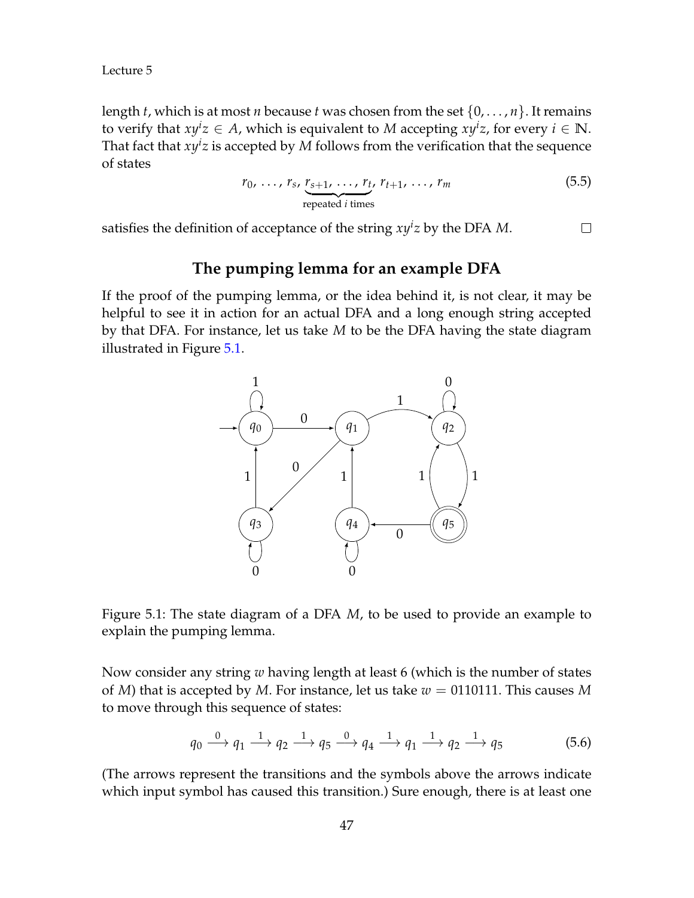length $t$, which is at most $n$ because $t$ was chosen from the set $\{0, \ldots, n\}$. It remains to verify that $xy^iz \in A$, which is equivalent to $M$ accepting $xy^iz$, for every $i \in \mathbb{N}$. That fact that $xy^iz$ is accepted by $M$ follows from the verification that the sequence of states

$$r_0, \ldots, r_s, \underbrace{r_{s+1}, \ldots, r_t}_{\text{repeated } i \text{ times}}, r_{t+1}, \ldots, r_m \tag{5.5}$$

satisfies the definition of acceptance of the string $xy^iz$ by the DFA $M$. □

## The pumping lemma for an example DFA

If the proof of the pumping lemma, or the idea behind it, is not clear, it may be helpful to see it in action for an actual DFA and a long enough string accepted by that DFA. For instance, let us take $M$ to be the DFA having the state diagram illustrated in Figure 5.1.

Figure 5.1: The state diagram of a DFA $M$, to be used to provide an example to explain the pumping lemma.

Now consider any string $w$ having length at least 6 (which is the number of states of $M$) that is accepted by $M$. For instance, let us take $w = 0110111$. This causes $M$ to move through this sequence of states:

$$q_0 \xrightarrow{0} q_1 \xrightarrow{1} q_2 \xrightarrow{1} q_5 \xrightarrow{0} q_4 \xrightarrow{1} q_1 \xrightarrow{1} q_2 \xrightarrow{1} q_5 \tag{5.6}$$

(The arrows represent the transitions and the symbols above the arrows indicate which input symbol has caused this transition.) Sure enough, there is at least one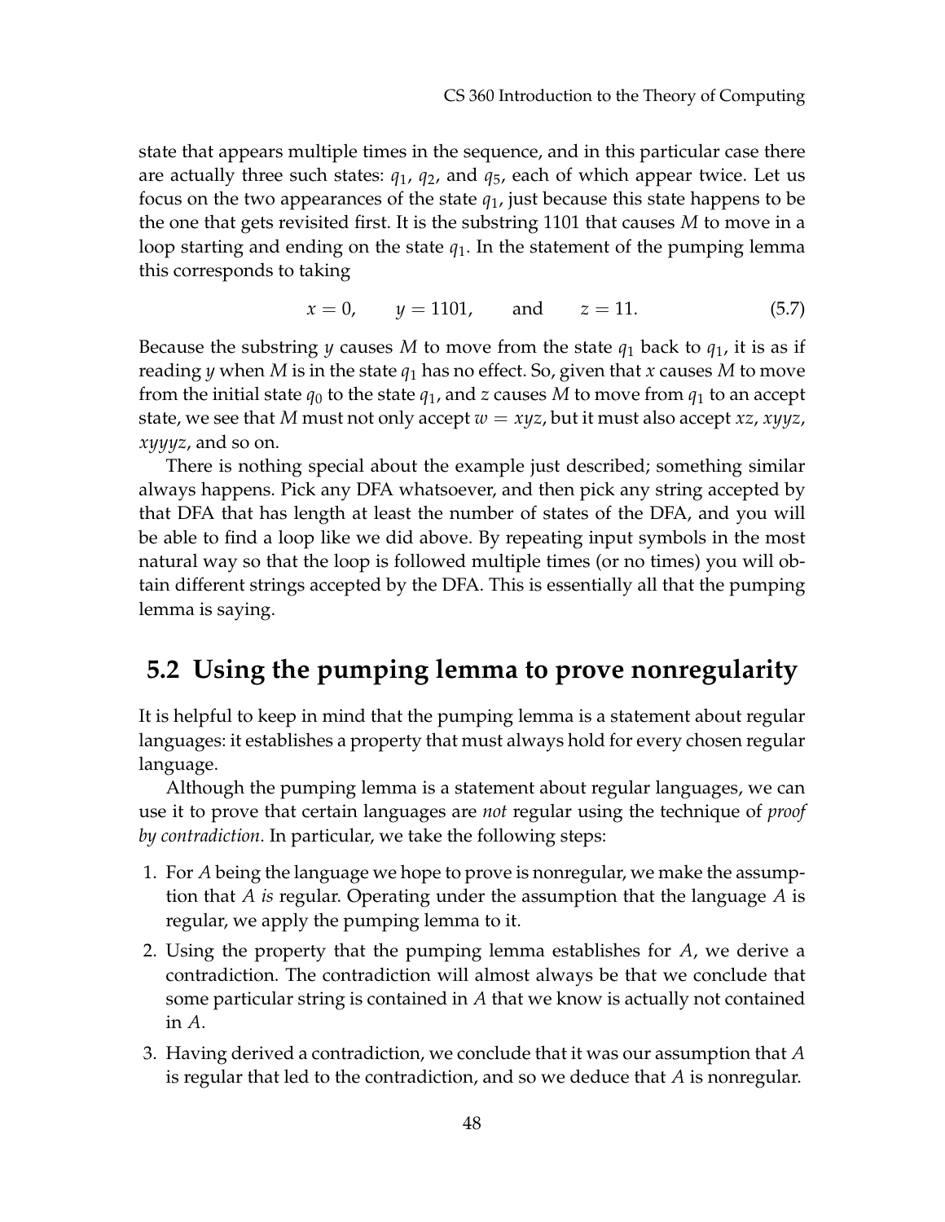state that appears multiple times in the sequence, and in this particular case there are actually three such states: $q_1$, $q_2$, and $q_5$, each of which appear twice. Let us focus on the two appearances of the state $q_1$, just because this state happens to be the one that gets revisited first. It is the substring 1101 that causes $M$ to move in a loop starting and ending on the state $q_1$. In the statement of the pumping lemma this corresponds to taking

$$x = 0, \qquad y = 1101, \qquad \text{and} \qquad z = 11. \tag{5.7}$$

Because the substring $y$ causes $M$ to move from the state $q_1$ back to $q_1$, it is as if reading $y$ when $M$ is in the state $q_1$ has no effect. So, given that $x$ causes $M$ to move from the initial state $q_0$ to the state $q_1$, and $z$ causes $M$ to move from $q_1$ to an accept state, we see that $M$ must not only accept $w = xyz$, but it must also accept $xz$, $xyyz$, $xyyyz$, and so on.

There is nothing special about the example just described; something similar always happens. Pick any DFA whatsoever, and then pick any string accepted by that DFA that has length at least the number of states of the DFA, and you will be able to find a loop like we did above. By repeating input symbols in the most natural way so that the loop is followed multiple times (or no times) you will obtain different strings accepted by the DFA. This is essentially all that the pumping lemma is saying.

## 5.2 Using the pumping lemma to prove nonregularity

It is helpful to keep in mind that the pumping lemma is a statement about regular languages: it establishes a property that must always hold for every chosen regular language.

Although the pumping lemma is a statement about regular languages, we can use it to prove that certain languages are *not* regular using the technique of *proof by contradiction*. In particular, we take the following steps:

1. For $A$ being the language we hope to prove is nonregular, we make the assumption that $A$ *is* regular. Operating under the assumption that the language $A$ is regular, we apply the pumping lemma to it.
2. Using the property that the pumping lemma establishes for $A$, we derive a contradiction. The contradiction will almost always be that we conclude that some particular string is contained in $A$ that we know is actually not contained in $A$.
3. Having derived a contradiction, we conclude that it was our assumption that $A$ is regular that led to the contradiction, and so we deduce that $A$ is nonregular.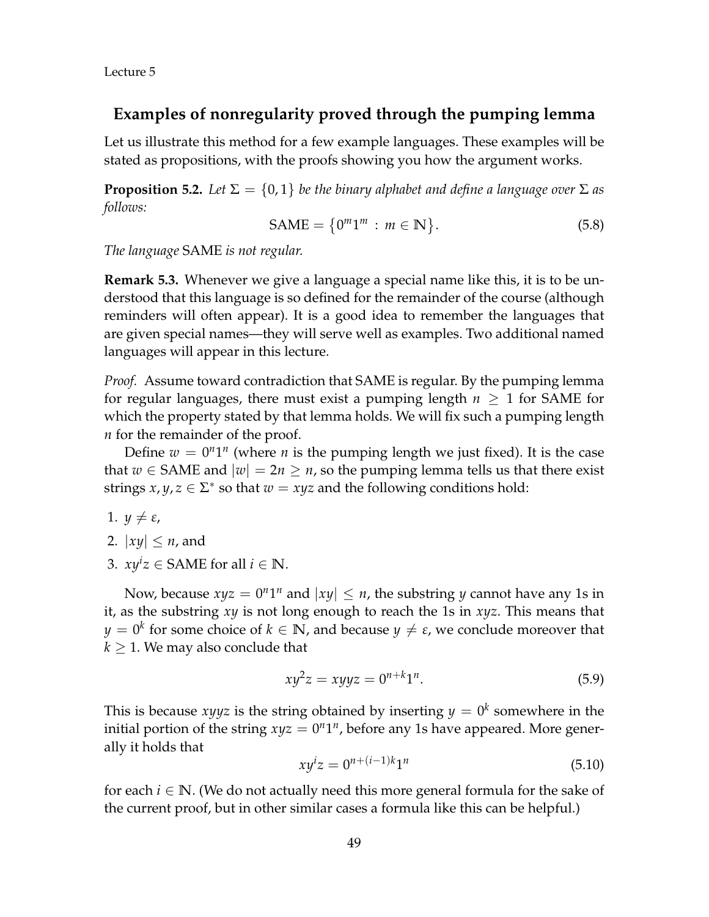## Examples of nonregularity proved through the pumping lemma

Let us illustrate this method for a few example languages. These examples will be stated as propositions, with the proofs showing you how the argument works.

**Proposition 5.2.** *Let $\Sigma = \{0, 1\}$ be the binary alphabet and define a language over $\Sigma$ as follows:*

$$\text{SAME} = \{0^m 1^m : m \in \mathbb{N}\}. \tag{5.8}$$

*The language* SAME *is not regular.*

**Remark 5.3.** Whenever we give a language a special name like this, it is to be understood that this language is so defined for the remainder of the course (although reminders will often appear). It is a good idea to remember the languages that are given special names—they will serve well as examples. Two additional named languages will appear in this lecture.

*Proof.* Assume toward contradiction that SAME is regular. By the pumping lemma for regular languages, there must exist a pumping length $n \geq 1$ for SAME for which the property stated by that lemma holds. We will fix such a pumping length $n$ for the remainder of the proof.

Define $w = 0^n 1^n$ (where $n$ is the pumping length we just fixed). It is the case that $w \in \text{SAME}$ and $|w| = 2n \geq n$, so the pumping lemma tells us that there exist strings $x, y, z \in \Sigma^*$ so that $w = xyz$ and the following conditions hold:

1. $y \neq \varepsilon$,
2. $|xy| \leq n$, and
3. $xy^i z \in \text{SAME}$ for all $i \in \mathbb{N}$.

Now, because $xyz = 0^n 1^n$ and $|xy| \leq n$, the substring $y$ cannot have any 1s in it, as the substring $xy$ is not long enough to reach the 1s in $xyz$. This means that $y = 0^k$ for some choice of $k \in \mathbb{N}$, and because $y \neq \varepsilon$, we conclude moreover that $k \geq 1$. We may also conclude that

$$xy^2 z = xyyz = 0^{n+k} 1^n. \tag{5.9}$$

This is because $xyyz$ is the string obtained by inserting $y = 0^k$ somewhere in the initial portion of the string $xyz = 0^n 1^n$, before any 1s have appeared. More generally it holds that

$$xy^i z = 0^{n+(i-1)k} 1^n \tag{5.10}$$

for each $i \in \mathbb{N}$. (We do not actually need this more general formula for the sake of the current proof, but in other similar cases a formula like this can be helpful.)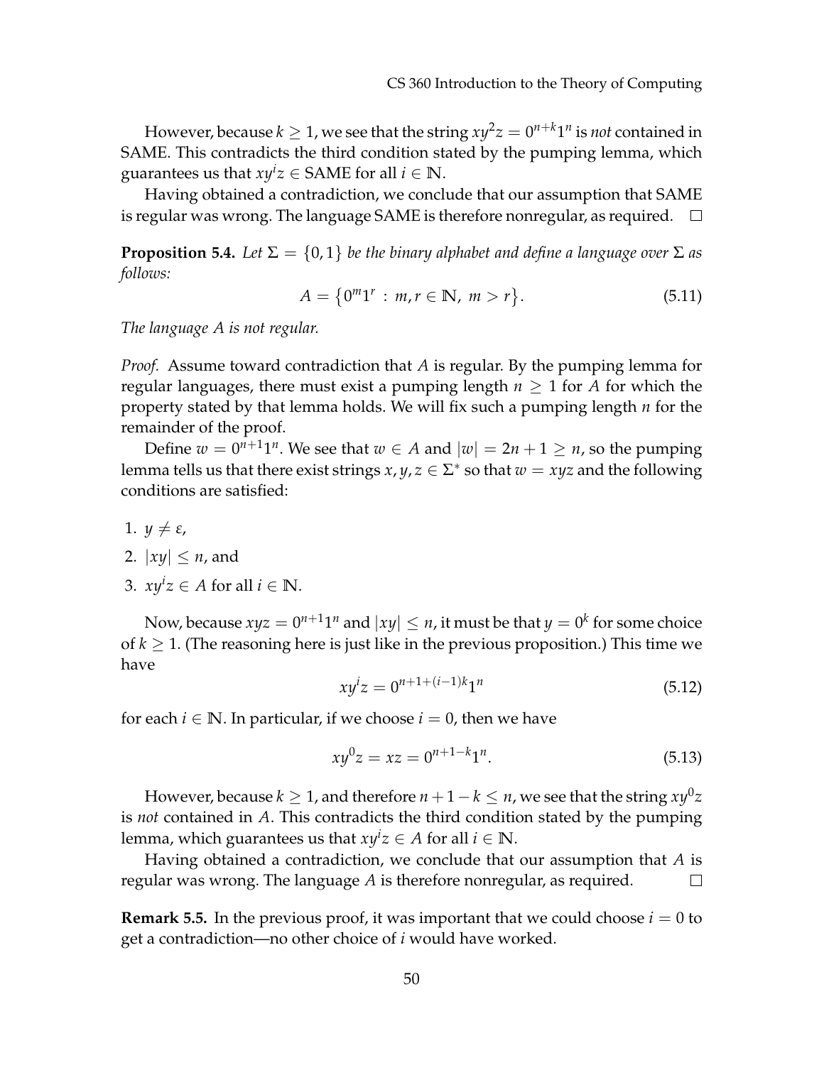However, because $k \geq 1$, we see that the string $xy^2z = 0^{n+k}1^n$ is *not* contained in SAME. This contradicts the third condition stated by the pumping lemma, which guarantees us that $xy^iz \in \text{SAME}$ for all $i \in \mathbb{N}$.

Having obtained a contradiction, we conclude that our assumption that SAME is regular was wrong. The language SAME is therefore nonregular, as required. □

**Proposition 5.4.** *Let $\Sigma = \{0, 1\}$ be the binary alphabet and define a language over $\Sigma$ as follows:*

$$A = \{0^m1^r : m, r \in \mathbb{N}, \ m > r\}. \tag{5.11}$$

*The language $A$ is not regular.*

*Proof.* Assume toward contradiction that $A$ is regular. By the pumping lemma for regular languages, there must exist a pumping length $n \geq 1$ for $A$ for which the property stated by that lemma holds. We will fix such a pumping length $n$ for the remainder of the proof.

Define $w = 0^{n+1}1^n$. We see that $w \in A$ and $|w| = 2n + 1 \geq n$, so the pumping lemma tells us that there exist strings $x, y, z \in \Sigma^*$ so that $w = xyz$ and the following conditions are satisfied:

1. $y \neq \varepsilon$,
2. $|xy| \leq n$, and
3. $xy^iz \in A$ for all $i \in \mathbb{N}$.

Now, because $xyz = 0^{n+1}1^n$ and $|xy| \leq n$, it must be that $y = 0^k$ for some choice of $k \geq 1$. (The reasoning here is just like in the previous proposition.) This time we have

$$xy^iz = 0^{n+1+(i-1)k}1^n \tag{5.12}$$

for each $i \in \mathbb{N}$. In particular, if we choose $i = 0$, then we have

$$xy^0z = xz = 0^{n+1-k}1^n. \tag{5.13}$$

However, because $k \geq 1$, and therefore $n + 1 - k \leq n$, we see that the string $xy^0z$ is *not* contained in $A$. This contradicts the third condition stated by the pumping lemma, which guarantees us that $xy^iz \in A$ for all $i \in \mathbb{N}$.

Having obtained a contradiction, we conclude that our assumption that $A$ is regular was wrong. The language $A$ is therefore nonregular, as required. □

**Remark 5.5.** In the previous proof, it was important that we could choose $i = 0$ to get a contradiction—no other choice of $i$ would have worked.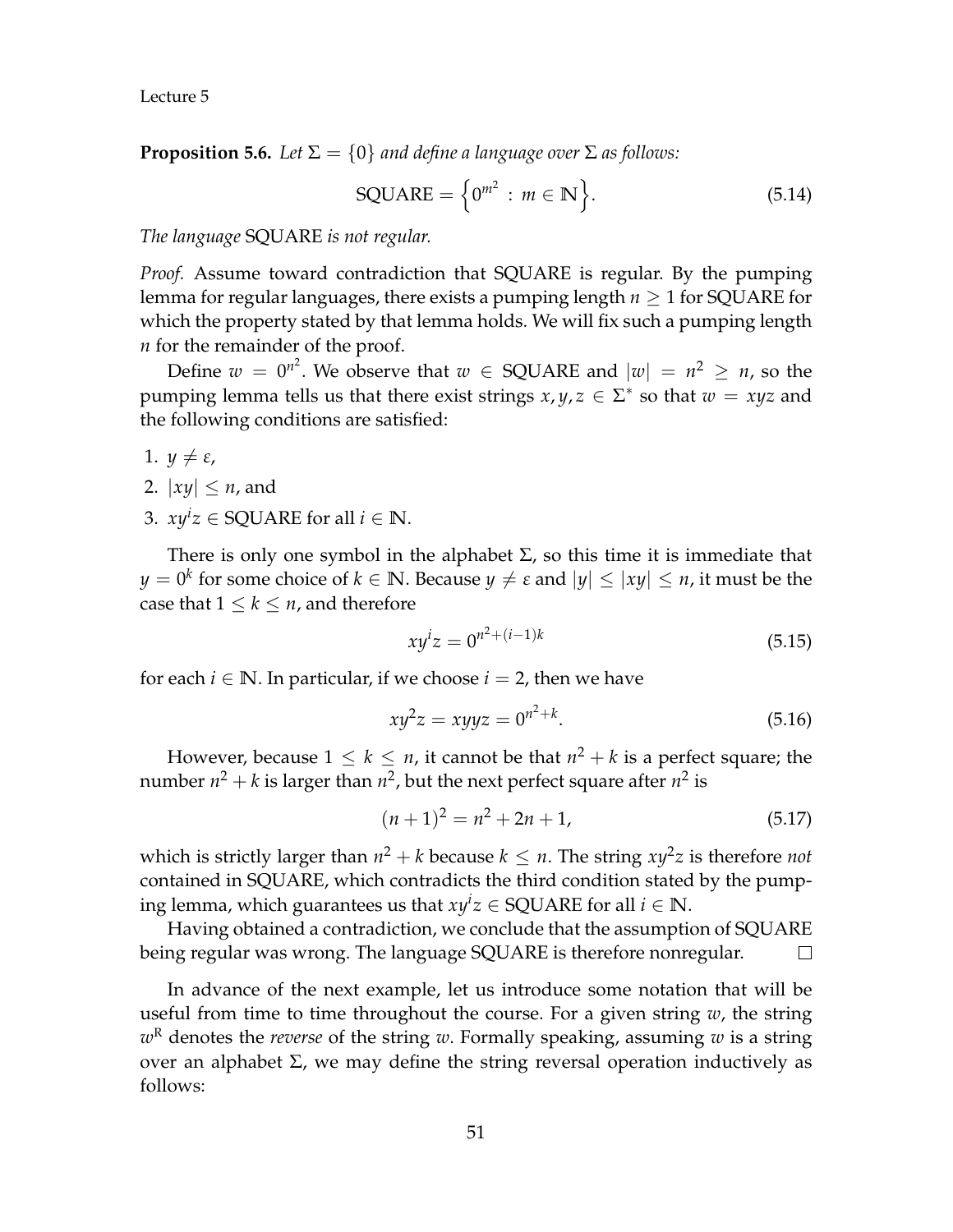**Proposition 5.6.** *Let $\Sigma = \{0\}$ and define a language over $\Sigma$ as follows:*

$$\text{SQUARE} = \left\{ 0^{m^2} : m \in \mathbb{N} \right\}. \tag{5.14}$$

*The language* SQUARE *is not regular.*

*Proof.* Assume toward contradiction that SQUARE is regular. By the pumping lemma for regular languages, there exists a pumping length $n \geq 1$ for SQUARE for which the property stated by that lemma holds. We will fix such a pumping length $n$ for the remainder of the proof.

Define $w = 0^{n^2}$. We observe that $w \in \text{SQUARE}$ and $|w| = n^2 \geq n$, so the pumping lemma tells us that there exist strings $x, y, z \in \Sigma^*$ so that $w = xyz$ and the following conditions are satisfied:

1. $y \neq \varepsilon$,
2. $|xy| \leq n$, and
3. $xy^i z \in \text{SQUARE}$ for all $i \in \mathbb{N}$.

There is only one symbol in the alphabet $\Sigma$, so this time it is immediate that $y = 0^k$ for some choice of $k \in \mathbb{N}$. Because $y \neq \varepsilon$ and $|y| \leq |xy| \leq n$, it must be the case that $1 \leq k \leq n$, and therefore

$$xy^i z = 0^{n^2 + (i-1)k} \tag{5.15}$$

for each $i \in \mathbb{N}$. In particular, if we choose $i = 2$, then we have

$$xy^2 z = xyyz = 0^{n^2 + k}. \tag{5.16}$$

However, because $1 \leq k \leq n$, it cannot be that $n^2 + k$ is a perfect square; the number $n^2 + k$ is larger than $n^2$, but the next perfect square after $n^2$ is

$$(n+1)^2 = n^2 + 2n + 1, \tag{5.17}$$

which is strictly larger than $n^2 + k$ because $k \leq n$. The string $xy^2 z$ is therefore *not* contained in SQUARE, which contradicts the third condition stated by the pumping lemma, which guarantees us that $xy^i z \in \text{SQUARE}$ for all $i \in \mathbb{N}$.

Having obtained a contradiction, we conclude that the assumption of SQUARE being regular was wrong. The language SQUARE is therefore nonregular. □

In advance of the next example, let us introduce some notation that will be useful from time to time throughout the course. For a given string $w$, the string $w^{\text{R}}$ denotes the *reverse* of the string $w$. Formally speaking, assuming $w$ is a string over an alphabet $\Sigma$, we may define the string reversal operation inductively as follows: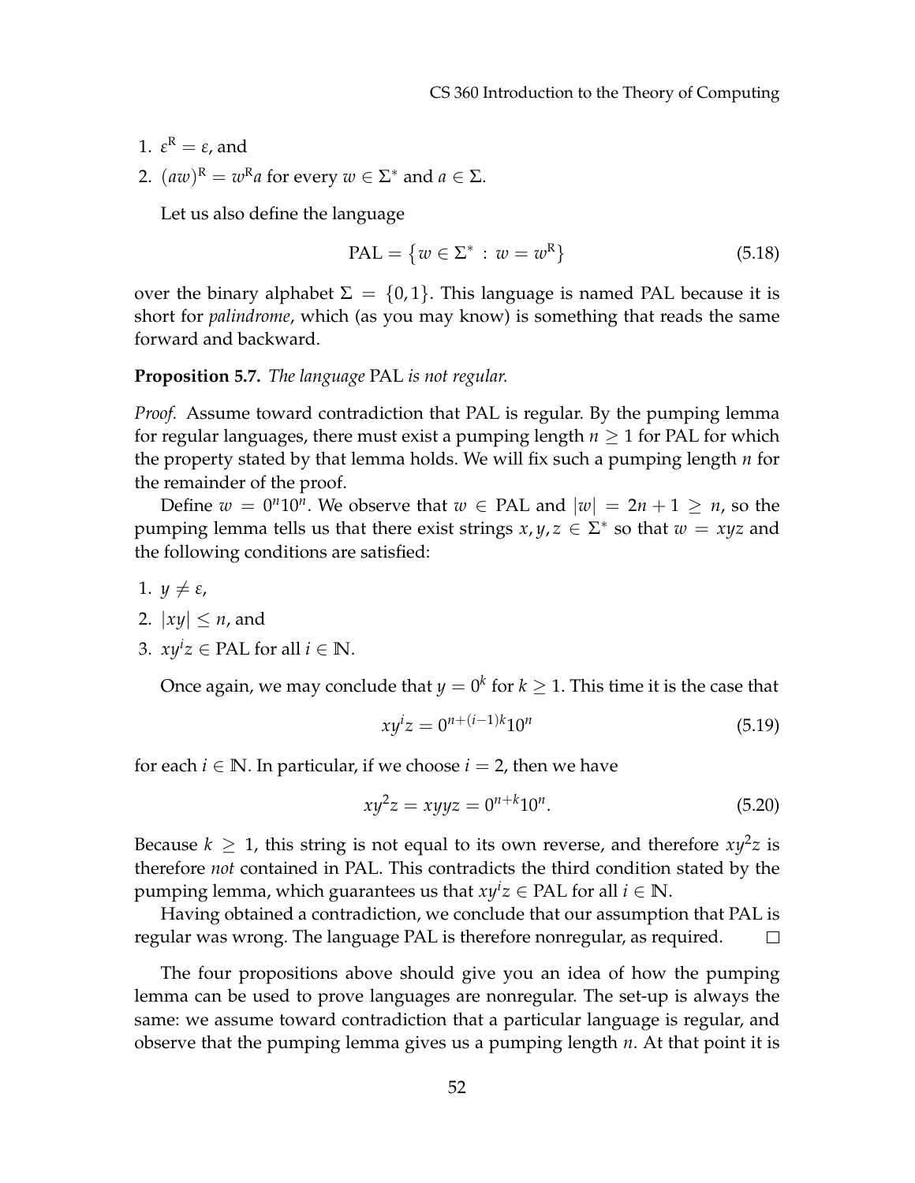1. $\varepsilon^R = \varepsilon$, and
2. $(aw)^R = w^R a$ for every $w \in \Sigma^*$ and $a \in \Sigma$.

Let us also define the language

$$\text{PAL} = \{w \in \Sigma^* : w = w^R\} \tag{5.18}$$

over the binary alphabet $\Sigma = \{0, 1\}$. This language is named PAL because it is short for *palindrome*, which (as you may know) is something that reads the same forward and backward.

**Proposition 5.7.** *The language* PAL *is not regular.*

*Proof.* Assume toward contradiction that PAL is regular. By the pumping lemma for regular languages, there must exist a pumping length $n \geq 1$ for PAL for which the property stated by that lemma holds. We will fix such a pumping length $n$ for the remainder of the proof.

Define $w = 0^n 1 0^n$. We observe that $w \in \text{PAL}$ and $|w| = 2n + 1 \geq n$, so the pumping lemma tells us that there exist strings $x, y, z \in \Sigma^*$ so that $w = xyz$ and the following conditions are satisfied:

1. $y \neq \varepsilon$,
2. $|xy| \leq n$, and
3. $xy^i z \in \text{PAL}$ for all $i \in \mathbb{N}$.

Once again, we may conclude that $y = 0^k$ for $k \geq 1$. This time it is the case that

$$xy^i z = 0^{n+(i-1)k} 1 0^n \tag{5.19}$$

for each $i \in \mathbb{N}$. In particular, if we choose $i = 2$, then we have

$$xy^2 z = xyyz = 0^{n+k} 1 0^n. \tag{5.20}$$

Because $k \geq 1$, this string is not equal to its own reverse, and therefore $xy^2 z$ is therefore *not* contained in PAL. This contradicts the third condition stated by the pumping lemma, which guarantees us that $xy^i z \in \text{PAL}$ for all $i \in \mathbb{N}$.

Having obtained a contradiction, we conclude that our assumption that PAL is regular was wrong. The language PAL is therefore nonregular, as required. $\square$

The four propositions above should give you an idea of how the pumping lemma can be used to prove languages are nonregular. The set-up is always the same: we assume toward contradiction that a particular language is regular, and observe that the pumping lemma gives us a pumping length $n$. At that point it is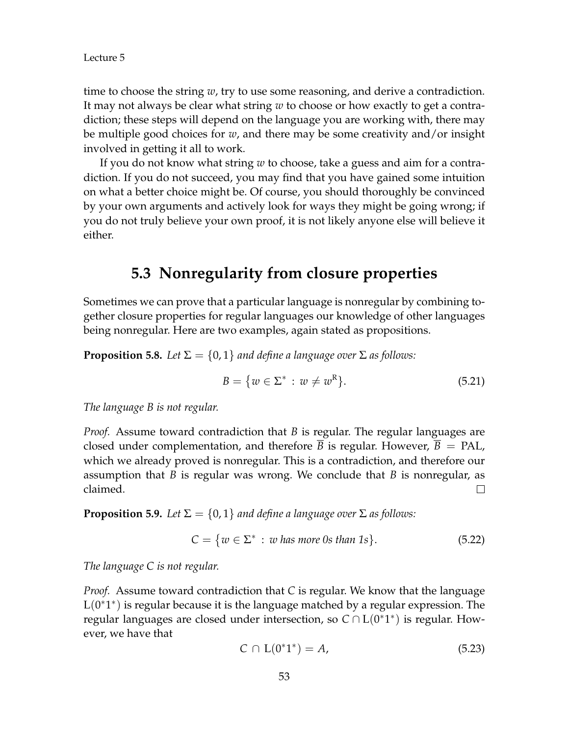time to choose the string $w$, try to use some reasoning, and derive a contradiction. It may not always be clear what string $w$ to choose or how exactly to get a contradiction; these steps will depend on the language you are working with, there may be multiple good choices for $w$, and there may be some creativity and/or insight involved in getting it all to work.

If you do not know what string $w$ to choose, take a guess and aim for a contradiction. If you do not succeed, you may find that you have gained some intuition on what a better choice might be. Of course, you should thoroughly be convinced by your own arguments and actively look for ways they might be going wrong; if you do not truly believe your own proof, it is not likely anyone else will believe it either.

## 5.3 Nonregularity from closure properties

Sometimes we can prove that a particular language is nonregular by combining together closure properties for regular languages our knowledge of other languages being nonregular. Here are two examples, again stated as propositions.

**Proposition 5.8.** *Let* $\Sigma = \{0, 1\}$ *and define a language over* $\Sigma$ *as follows:*

$$B = \{w \in \Sigma^* : w \neq w^{\mathrm{R}}\}. \tag{5.21}$$

*The language* $B$ *is not regular.*

*Proof.* Assume toward contradiction that $B$ is regular. The regular languages are closed under complementation, and therefore $\overline{B}$ is regular. However, $\overline{B} = \mathrm{PAL}$, which we already proved is nonregular. This is a contradiction, and therefore our assumption that $B$ is regular was wrong. We conclude that $B$ is nonregular, as claimed. □

**Proposition 5.9.** *Let* $\Sigma = \{0, 1\}$ *and define a language over* $\Sigma$ *as follows:*

$$C = \{w \in \Sigma^* : w \text{ has more 0s than 1s}\}. \tag{5.22}$$

*The language* $C$ *is not regular.*

*Proof.* Assume toward contradiction that $C$ is regular. We know that the language $\mathrm{L}(0^*1^*)$ is regular because it is the language matched by a regular expression. The regular languages are closed under intersection, so $C \cap \mathrm{L}(0^*1^*)$ is regular. However, we have that

$$C \cap \mathrm{L}(0^*1^*) = A, \tag{5.23}$$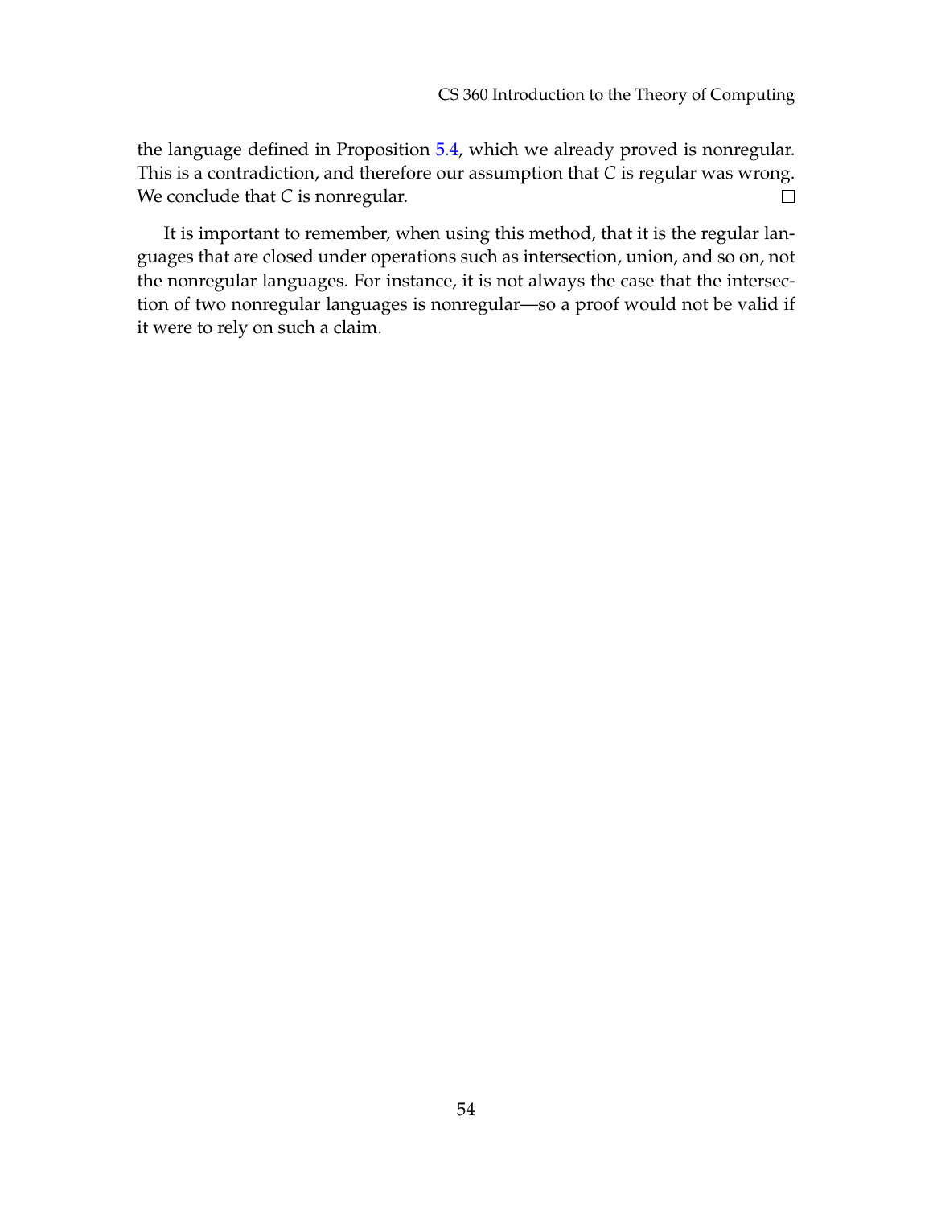the language defined in Proposition 5.4, which we already proved is nonregular. This is a contradiction, and therefore our assumption that $C$ is regular was wrong. We conclude that $C$ is nonregular. □

It is important to remember, when using this method, that it is the regular languages that are closed under operations such as intersection, union, and so on, not the nonregular languages. For instance, it is not always the case that the intersection of two nonregular languages is nonregular—so a proof would not be valid if it were to rely on such a claim.